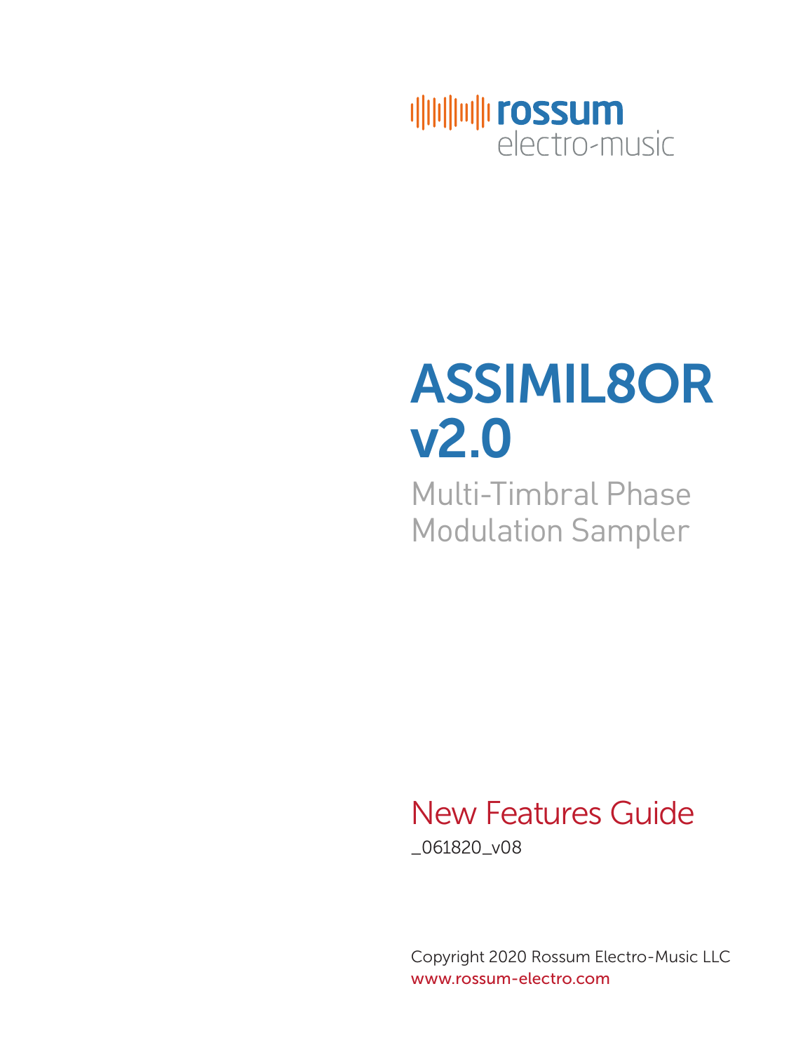rossum
electro-music

# ASSIMIL8OR v2.0

Multi-Timbral Phase Modulation Sampler

## New Features Guide

_061820_v08

Copyright 2020 Rossum Electro-Music LLC
www.rossum-electro.com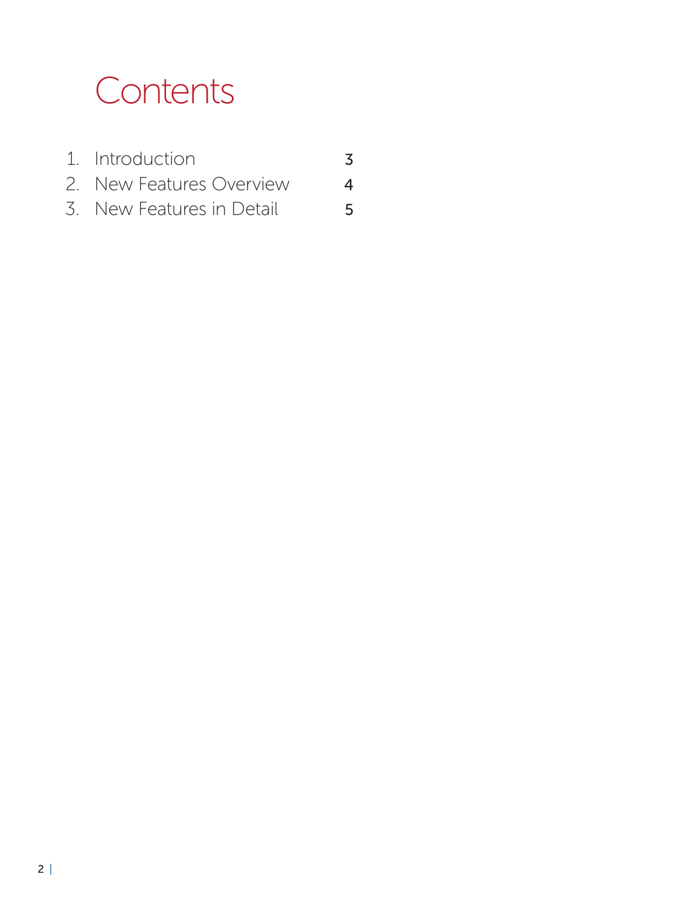# Contents

1. Introduction 3
2. New Features Overview 4
3. New Features in Detail 5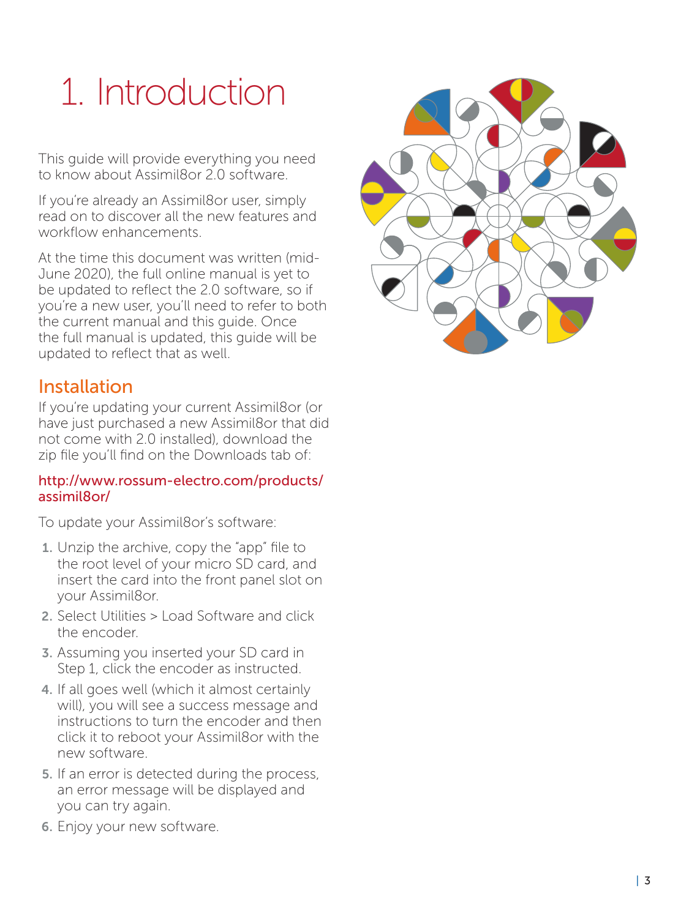# 1. Introduction

This guide will provide everything you need to know about Assimil8or 2.0 software.

If you're already an Assimil8or user, simply read on to discover all the new features and workflow enhancements.

At the time this document was written (mid-June 2020), the full online manual is yet to be updated to reflect the 2.0 software, so if you're a new user, you'll need to refer to both the current manual and this guide. Once the full manual is updated, this guide will be updated to reflect that as well.

## Installation

If you're updating your current Assimil8or (or have just purchased a new Assimil8or that did not come with 2.0 installed), download the zip file you'll find on the Downloads tab of:

http://www.rossum-electro.com/products/assimil8or/

To update your Assimil8or's software:

1. Unzip the archive, copy the "app" file to the root level of your micro SD card, and insert the card into the front panel slot on your Assimil8or.
2. Select Utilities > Load Software and click the encoder.
3. Assuming you inserted your SD card in Step 1, click the encoder as instructed.
4. If all goes well (which it almost certainly will), you will see a success message and instructions to turn the encoder and then click it to reboot your Assimil8or with the new software.
5. If an error is detected during the process, an error message will be displayed and you can try again.
6. Enjoy your new software.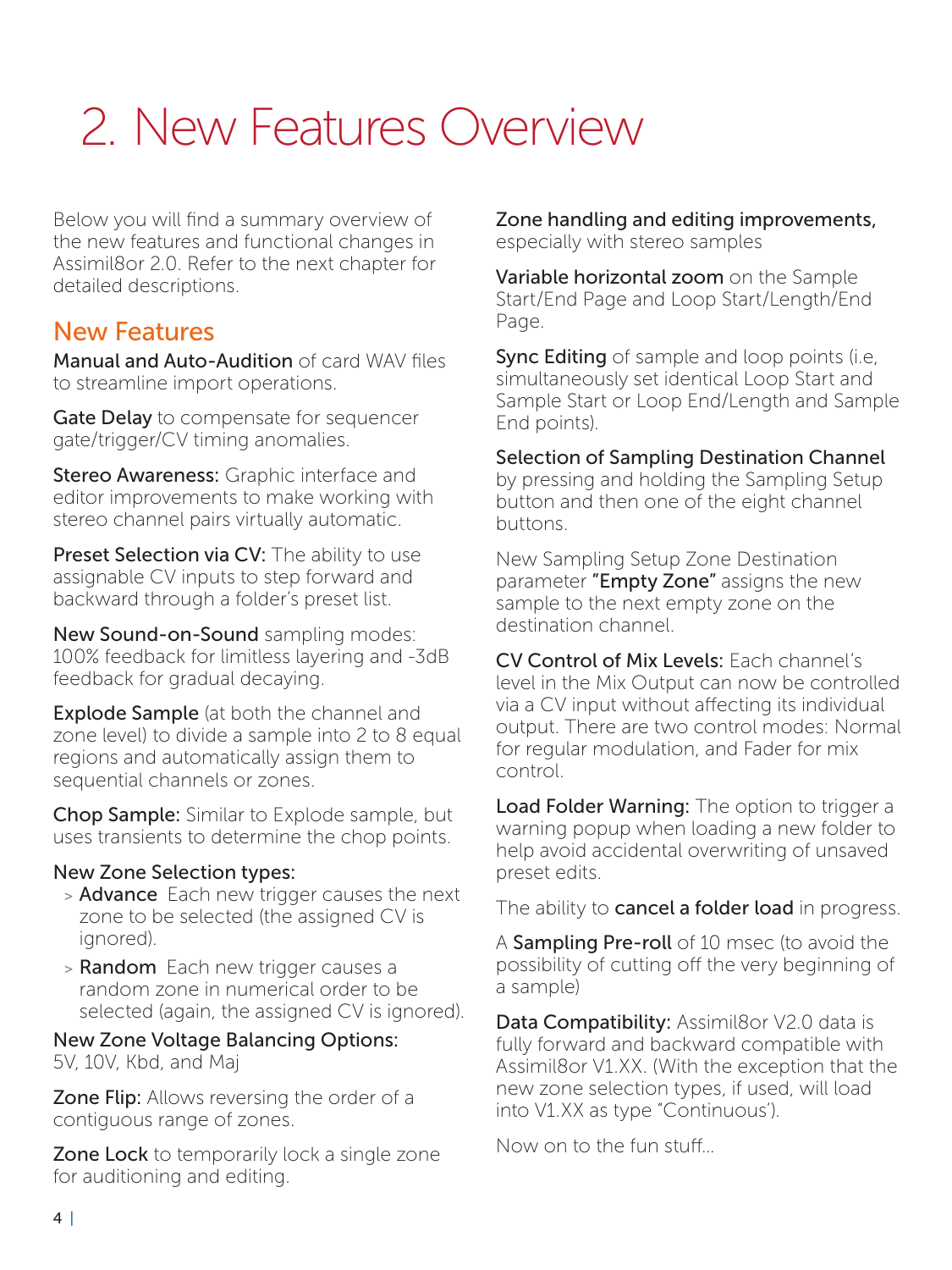# 2. New Features Overview

Below you will find a summary overview of the new features and functional changes in Assimil8or 2.0. Refer to the next chapter for detailed descriptions.

## New Features

**Manual and Auto-Audition** of card WAV files to streamline import operations.

**Gate Delay** to compensate for sequencer gate/trigger/CV timing anomalies.

**Stereo Awareness:** Graphic interface and editor improvements to make working with stereo channel pairs virtually automatic.

**Preset Selection via CV:** The ability to use assignable CV inputs to step forward and backward through a folder's preset list.

**New Sound-on-Sound** sampling modes: 100% feedback for limitless layering and -3dB feedback for gradual decaying.

**Explode Sample** (at both the channel and zone level) to divide a sample into 2 to 8 equal regions and automatically assign them to sequential channels or zones.

**Chop Sample:** Similar to Explode sample, but uses transients to determine the chop points.

**New Zone Selection types:**

- **Advance** Each new trigger causes the next zone to be selected (the assigned CV is ignored).
- **Random** Each new trigger causes a random zone in numerical order to be selected (again, the assigned CV is ignored).

**New Zone Voltage Balancing Options:** 5V, 10V, Kbd, and Maj

**Zone Flip:** Allows reversing the order of a contiguous range of zones.

**Zone Lock** to temporarily lock a single zone for auditioning and editing.

**Zone handling and editing improvements,** especially with stereo samples

**Variable horizontal zoom** on the Sample Start/End Page and Loop Start/Length/End Page.

**Sync Editing** of sample and loop points (i.e, simultaneously set identical Loop Start and Sample Start or Loop End/Length and Sample End points).

**Selection of Sampling Destination Channel** by pressing and holding the Sampling Setup button and then one of the eight channel buttons.

New Sampling Setup Zone Destination parameter **"Empty Zone"** assigns the new sample to the next empty zone on the destination channel.

**CV Control of Mix Levels:** Each channel's level in the Mix Output can now be controlled via a CV input without affecting its individual output. There are two control modes: Normal for regular modulation, and Fader for mix control.

**Load Folder Warning:** The option to trigger a warning popup when loading a new folder to help avoid accidental overwriting of unsaved preset edits.

The ability to **cancel a folder load** in progress.

A **Sampling Pre-roll** of 10 msec (to avoid the possibility of cutting off the very beginning of a sample)

**Data Compatibility:** Assimil8or V2.0 data is fully forward and backward compatible with Assimil8or V1.XX. (With the exception that the new zone selection types, if used, will load into V1.XX as type "Continuous').

Now on to the fun stuff...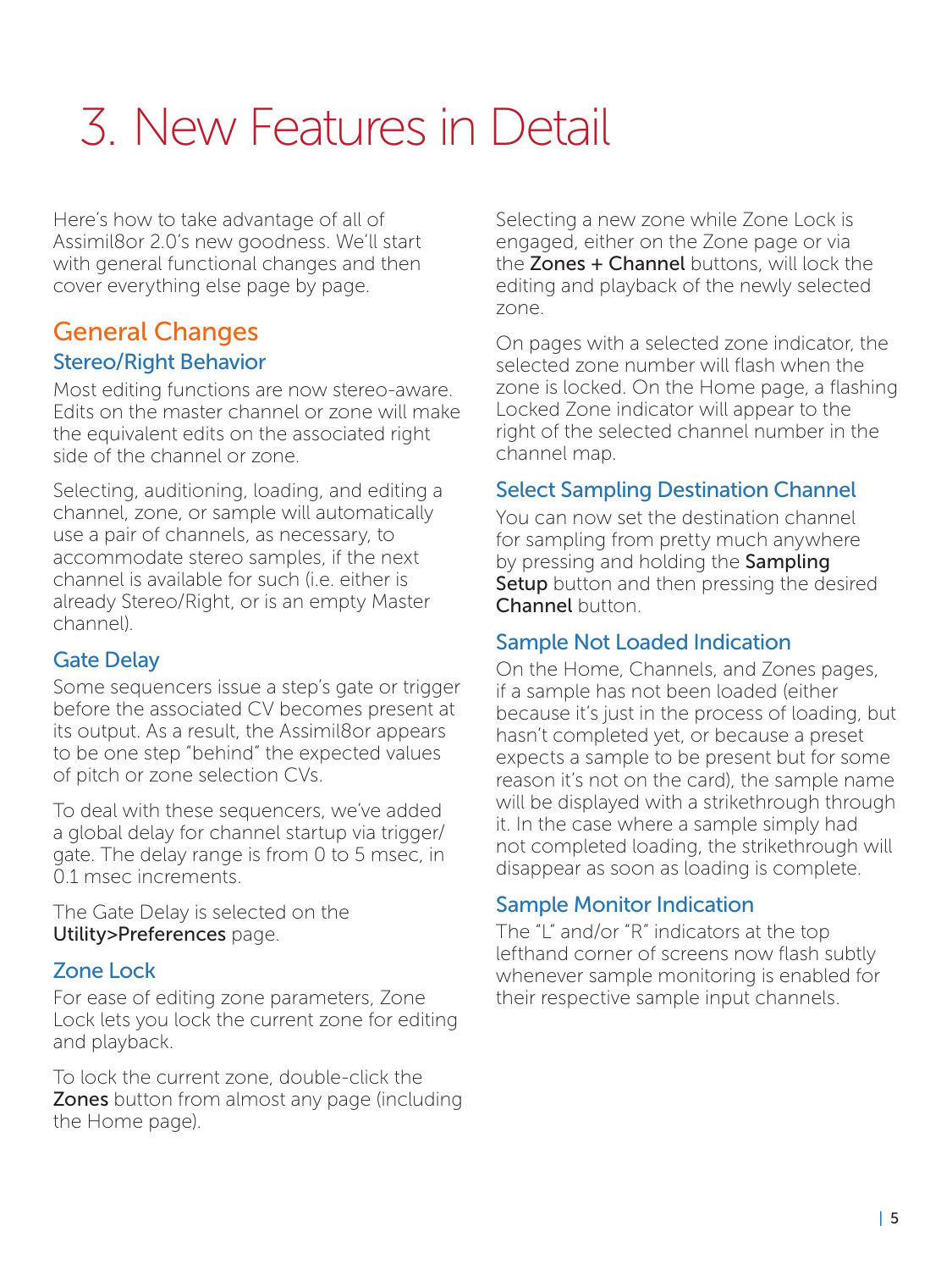# 3. New Features in Detail

Here's how to take advantage of all of Assimil8or 2.0's new goodness. We'll start with general functional changes and then cover everything else page by page.

## General Changes

### Stereo/Right Behavior

Most editing functions are now stereo-aware. Edits on the master channel or zone will make the equivalent edits on the associated right side of the channel or zone.

Selecting, auditioning, loading, and editing a channel, zone, or sample will automatically use a pair of channels, as necessary, to accommodate stereo samples, if the next channel is available for such (i.e. either is already Stereo/Right, or is an empty Master channel).

### Gate Delay

Some sequencers issue a step's gate or trigger before the associated CV becomes present at its output. As a result, the Assimil8or appears to be one step "behind" the expected values of pitch or zone selection CVs.

To deal with these sequencers, we've added a global delay for channel startup via trigger/gate. The delay range is from 0 to 5 msec, in 0.1 msec increments.

The Gate Delay is selected on the **Utility>Preferences** page.

### Zone Lock

For ease of editing zone parameters, Zone Lock lets you lock the current zone for editing and playback.

To lock the current zone, double-click the **Zones** button from almost any page (including the Home page).

Selecting a new zone while Zone Lock is engaged, either on the Zone page or via the **Zones + Channel** buttons, will lock the editing and playback of the newly selected zone.

On pages with a selected zone indicator, the selected zone number will flash when the zone is locked. On the Home page, a flashing Locked Zone indicator will appear to the right of the selected channel number in the channel map.

### Select Sampling Destination Channel

You can now set the destination channel for sampling from pretty much anywhere by pressing and holding the **Sampling Setup** button and then pressing the desired **Channel** button.

### Sample Not Loaded Indication

On the Home, Channels, and Zones pages, if a sample has not been loaded (either because it's just in the process of loading, but hasn't completed yet, or because a preset expects a sample to be present but for some reason it's not on the card), the sample name will be displayed with a strikethrough through it. In the case where a sample simply had not completed loading, the strikethrough will disappear as soon as loading is complete.

### Sample Monitor Indication

The "L" and/or "R" indicators at the top lefthand corner of screens now flash subtly whenever sample monitoring is enabled for their respective sample input channels.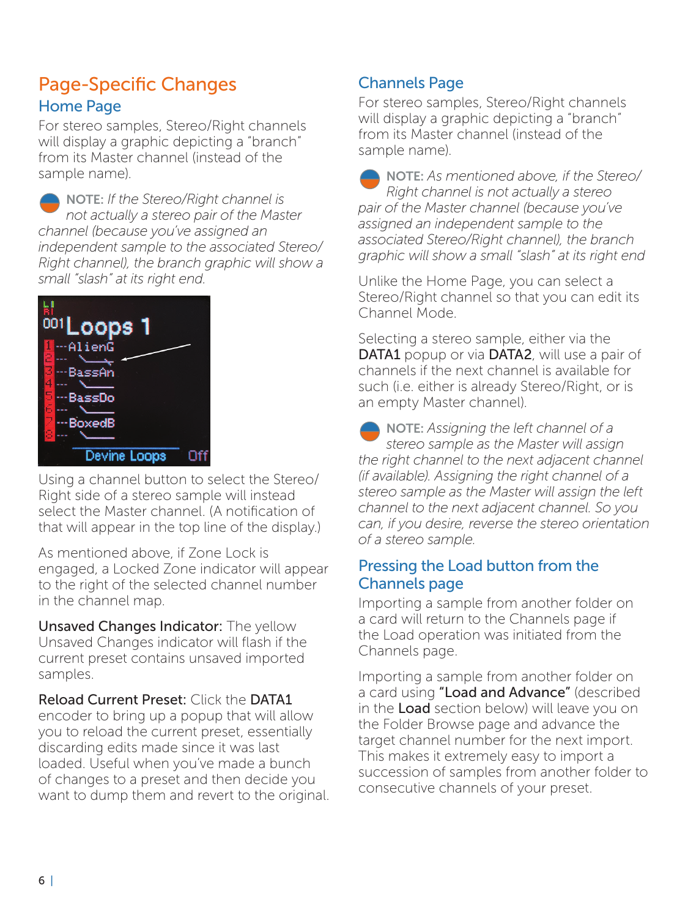# Page-Specific Changes

## Home Page

For stereo samples, Stereo/Right channels will display a graphic depicting a "branch" from its Master channel (instead of the sample name).

**NOTE:** *If the Stereo/Right channel is not actually a stereo pair of the Master channel (because you've assigned an independent sample to the associated Stereo/Right channel), the branch graphic will show a small "slash" at its right end.*

Using a channel button to select the Stereo/Right side of a stereo sample will instead select the Master channel. (A notification of that will appear in the top line of the display.)

As mentioned above, if Zone Lock is engaged, a Locked Zone indicator will appear to the right of the selected channel number in the channel map.

**Unsaved Changes Indicator:** The yellow Unsaved Changes indicator will flash if the current preset contains unsaved imported samples.

**Reload Current Preset:** Click the **DATA1** encoder to bring up a popup that will allow you to reload the current preset, essentially discarding edits made since it was last loaded. Useful when you've made a bunch of changes to a preset and then decide you want to dump them and revert to the original.

## Channels Page

For stereo samples, Stereo/Right channels will display a graphic depicting a "branch" from its Master channel (instead of the sample name).

**NOTE:** *As mentioned above, if the Stereo/Right channel is not actually a stereo pair of the Master channel (because you've assigned an independent sample to the associated Stereo/Right channel), the branch graphic will show a small "slash" at its right end*

Unlike the Home Page, you can select a Stereo/Right channel so that you can edit its Channel Mode.

Selecting a stereo sample, either via the **DATA1** popup or via **DATA2**, will use a pair of channels if the next channel is available for such (i.e. either is already Stereo/Right, or is an empty Master channel).

**NOTE:** *Assigning the left channel of a stereo sample as the Master will assign the right channel to the next adjacent channel (if available). Assigning the right channel of a stereo sample as the Master will assign the left channel to the next adjacent channel. So you can, if you desire, reverse the stereo orientation of a stereo sample.*

## Pressing the Load button from the Channels page

Importing a sample from another folder on a card will return to the Channels page if the Load operation was initiated from the Channels page.

Importing a sample from another folder on a card using **"Load and Advance"** (described in the **Load** section below) will leave you on the Folder Browse page and advance the target channel number for the next import. This makes it extremely easy to import a succession of samples from another folder to consecutive channels of your preset.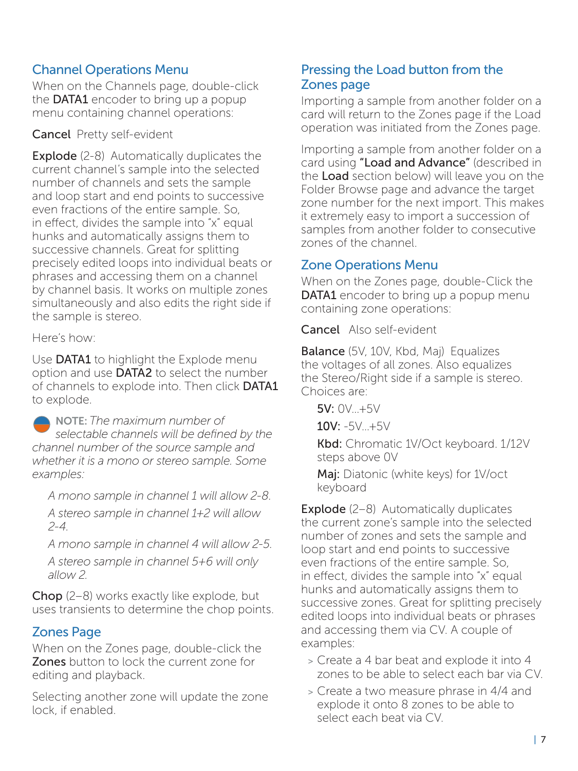## Channel Operations Menu

When on the Channels page, double-click the **DATA1** encoder to bring up a popup menu containing channel operations:

**Cancel** Pretty self-evident

**Explode** (2-8) Automatically duplicates the current channel's sample into the selected number of channels and sets the sample and loop start and end points to successive even fractions of the entire sample. So, in effect, divides the sample into "x" equal hunks and automatically assigns them to successive channels. Great for splitting precisely edited loops into individual beats or phrases and accessing them on a channel by channel basis. It works on multiple zones simultaneously and also edits the right side if the sample is stereo.

Here's how:

Use **DATA1** to highlight the Explode menu option and use **DATA2** to select the number of channels to explode into. Then click **DATA1** to explode.

**NOTE:** *The maximum number of selectable channels will be defined by the channel number of the source sample and whether it is a mono or stereo sample. Some examples:*

*A mono sample in channel 1 will allow 2-8.*

*A stereo sample in channel 1+2 will allow 2-4.*

*A mono sample in channel 4 will allow 2-5.*

*A stereo sample in channel 5+6 will only allow 2.*

**Chop** (2–8) works exactly like explode, but uses transients to determine the chop points.

## Zones Page

When on the Zones page, double-click the **Zones** button to lock the current zone for editing and playback.

Selecting another zone will update the zone lock, if enabled.

## Pressing the Load button from the Zones page

Importing a sample from another folder on a card will return to the Zones page if the Load operation was initiated from the Zones page.

Importing a sample from another folder on a card using **"Load and Advance"** (described in the **Load** section below) will leave you on the Folder Browse page and advance the target zone number for the next import. This makes it extremely easy to import a succession of samples from another folder to consecutive zones of the channel.

## Zone Operations Menu

When on the Zones page, double-Click the **DATA1** encoder to bring up a popup menu containing zone operations:

**Cancel** Also self-evident

**Balance** (5V, 10V, Kbd, Maj) Equalizes the voltages of all zones. Also equalizes the Stereo/Right side if a sample is stereo. Choices are:

**5V:** 0V...+5V

**10V:** -5V...+5V

**Kbd:** Chromatic 1V/Oct keyboard. 1/12V steps above 0V

**Maj:** Diatonic (white keys) for 1V/oct keyboard

**Explode** (2–8) Automatically duplicates the current zone's sample into the selected number of zones and sets the sample and loop start and end points to successive even fractions of the entire sample. So, in effect, divides the sample into "x" equal hunks and automatically assigns them to successive zones. Great for splitting precisely edited loops into individual beats or phrases and accessing them via CV. A couple of examples:

- Create a 4 bar beat and explode it into 4 zones to be able to select each bar via CV.
- Create a two measure phrase in 4/4 and explode it onto 8 zones to be able to select each beat via CV.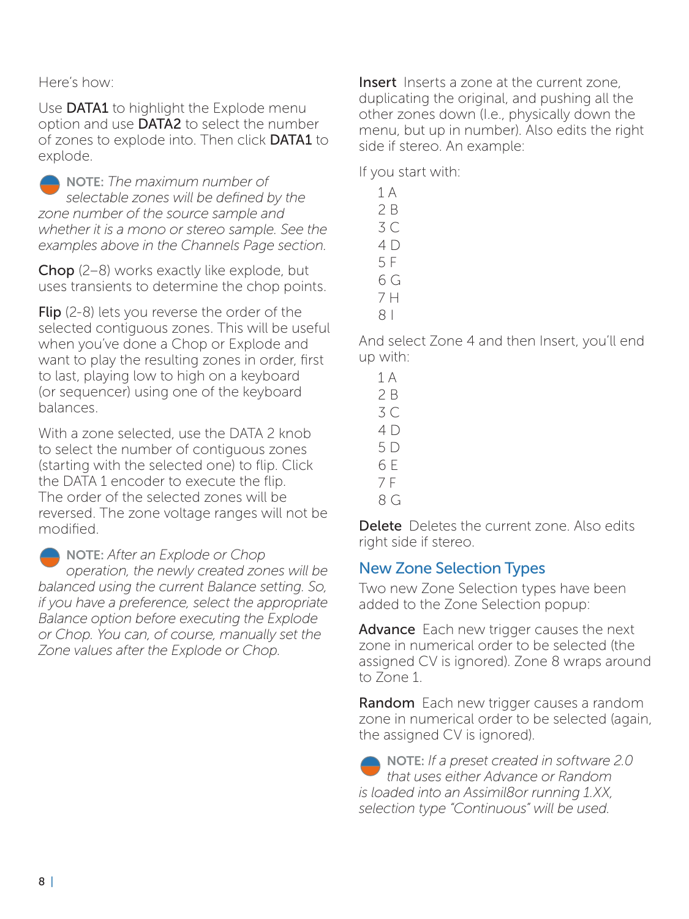Here's how:

Use **DATA1** to highlight the Explode menu option and use **DATA2** to select the number of zones to explode into. Then click **DATA1** to explode.

**NOTE:** *The maximum number of selectable zones will be defined by the zone number of the source sample and whether it is a mono or stereo sample. See the examples above in the Channels Page section.*

**Chop** (2–8) works exactly like explode, but uses transients to determine the chop points.

**Flip** (2-8) lets you reverse the order of the selected contiguous zones. This will be useful when you've done a Chop or Explode and want to play the resulting zones in order, first to last, playing low to high on a keyboard (or sequencer) using one of the keyboard balances.

With a zone selected, use the DATA 2 knob to select the number of contiguous zones (starting with the selected one) to flip. Click the DATA 1 encoder to execute the flip. The order of the selected zones will be reversed. The zone voltage ranges will not be modified.

**NOTE:** *After an Explode or Chop operation, the newly created zones will be balanced using the current Balance setting. So, if you have a preference, select the appropriate Balance option before executing the Explode or Chop. You can, of course, manually set the Zone values after the Explode or Chop.*

**Insert** Inserts a zone at the current zone, duplicating the original, and pushing all the other zones down (I.e., physically down the menu, but up in number). Also edits the right side if stereo. An example:

If you start with:

1 A  
2 B  
3 C  
4 D  
5 F  
6 G  
7 H  
8 I

And select Zone 4 and then Insert, you'll end up with:

1 A  
2 B  
3 C  
4 D  
5 D  
6 E  
7 F  
8 G

**Delete** Deletes the current zone. Also edits right side if stereo.

## New Zone Selection Types

Two new Zone Selection types have been added to the Zone Selection popup:

**Advance** Each new trigger causes the next zone in numerical order to be selected (the assigned CV is ignored). Zone 8 wraps around to Zone 1.

**Random** Each new trigger causes a random zone in numerical order to be selected (again, the assigned CV is ignored).

**NOTE:** *If a preset created in software 2.0 that uses either Advance or Random is loaded into an Assimil8or running 1.XX, selection type "Continuous" will be used.*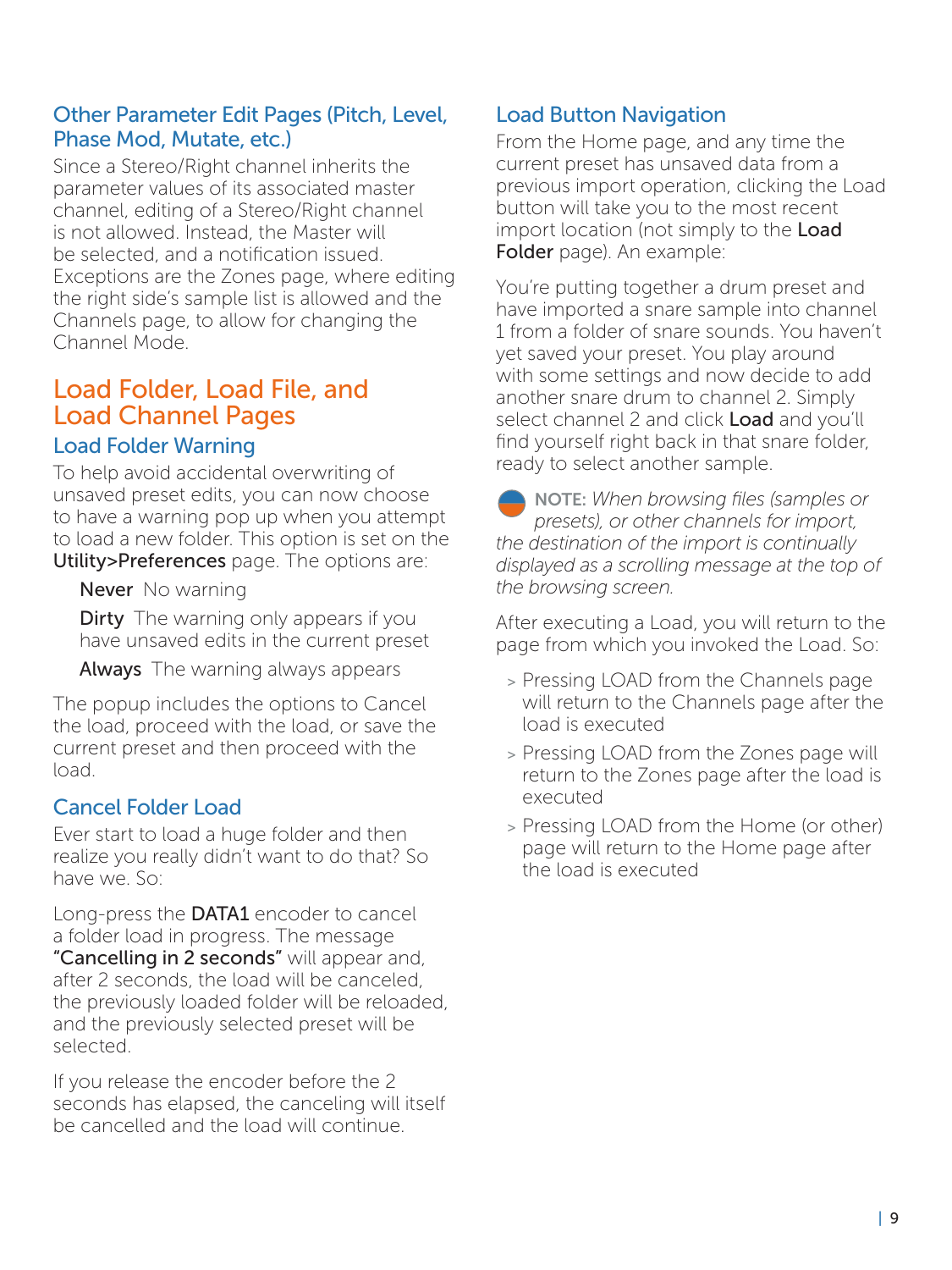### Other Parameter Edit Pages (Pitch, Level, Phase Mod, Mutate, etc.)

Since a Stereo/Right channel inherits the parameter values of its associated master channel, editing of a Stereo/Right channel is not allowed. Instead, the Master will be selected, and a notification issued. Exceptions are the Zones page, where editing the right side's sample list is allowed and the Channels page, to allow for changing the Channel Mode.

## Load Folder, Load File, and Load Channel Pages

### Load Folder Warning

To help avoid accidental overwriting of unsaved preset edits, you can now choose to have a warning pop up when you attempt to load a new folder. This option is set on the **Utility>Preferences** page. The options are:

**Never** No warning

**Dirty** The warning only appears if you have unsaved edits in the current preset

**Always** The warning always appears

The popup includes the options to Cancel the load, proceed with the load, or save the current preset and then proceed with the load.

### Cancel Folder Load

Ever start to load a huge folder and then realize you really didn't want to do that? So have we. So:

Long-press the **DATA1** encoder to cancel a folder load in progress. The message **"Cancelling in 2 seconds"** will appear and, after 2 seconds, the load will be canceled, the previously loaded folder will be reloaded, and the previously selected preset will be selected.

If you release the encoder before the 2 seconds has elapsed, the canceling will itself be cancelled and the load will continue.

### Load Button Navigation

From the Home page, and any time the current preset has unsaved data from a previous import operation, clicking the Load button will take you to the most recent import location (not simply to the **Load Folder** page). An example:

You're putting together a drum preset and have imported a snare sample into channel 1 from a folder of snare sounds. You haven't yet saved your preset. You play around with some settings and now decide to add another snare drum to channel 2. Simply select channel 2 and click **Load** and you'll find yourself right back in that snare folder, ready to select another sample.

**NOTE:** *When browsing files (samples or presets), or other channels for import, the destination of the import is continually displayed as a scrolling message at the top of the browsing screen.*

After executing a Load, you will return to the page from which you invoked the Load. So:

- Pressing LOAD from the Channels page will return to the Channels page after the load is executed
- Pressing LOAD from the Zones page will return to the Zones page after the load is executed
- Pressing LOAD from the Home (or other) page will return to the Home page after the load is executed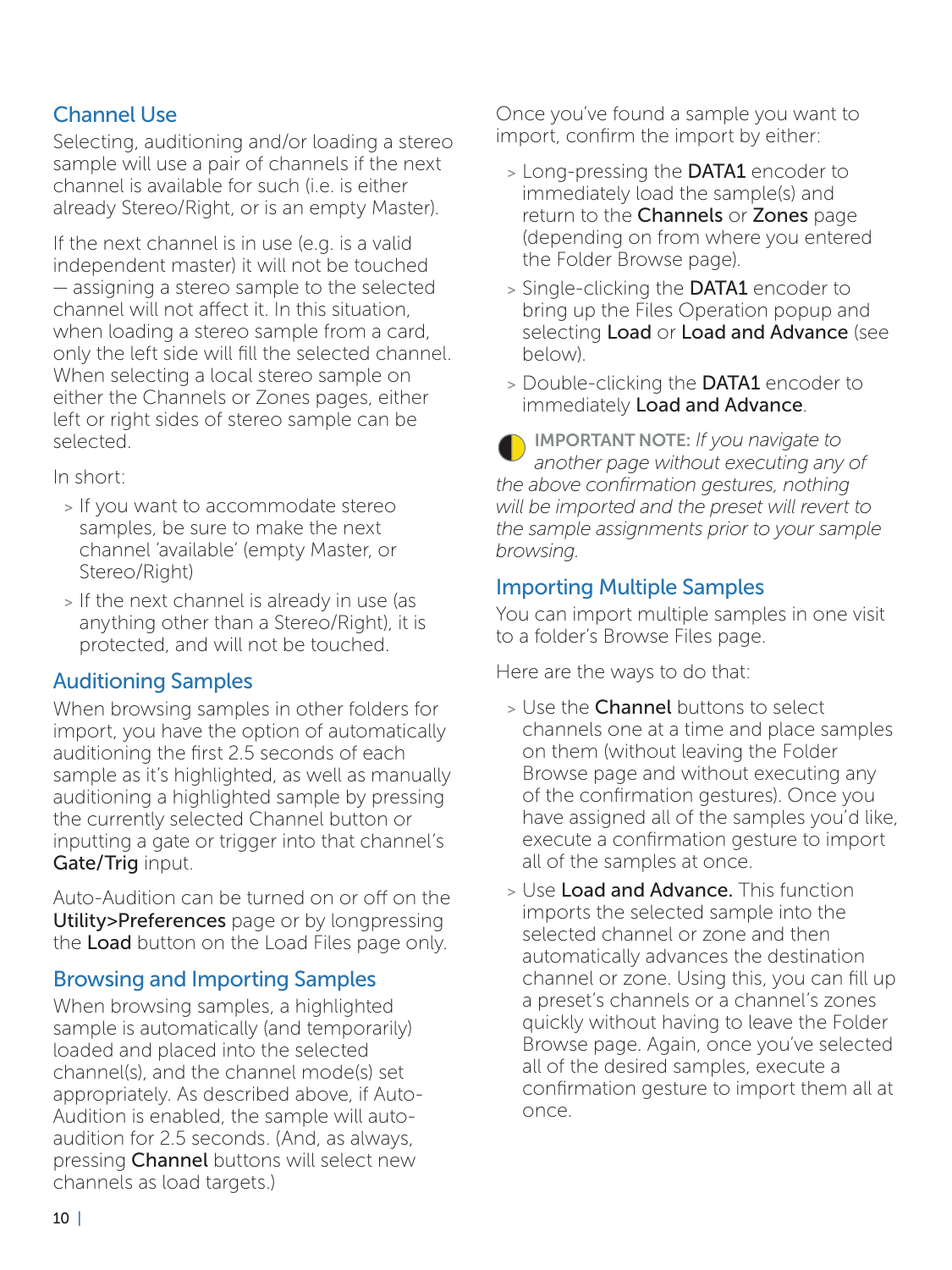## Channel Use

Selecting, auditioning and/or loading a stereo sample will use a pair of channels if the next channel is available for such (i.e. is either already Stereo/Right, or is an empty Master).

If the next channel is in use (e.g. is a valid independent master) it will not be touched — assigning a stereo sample to the selected channel will not affect it. In this situation, when loading a stereo sample from a card, only the left side will fill the selected channel. When selecting a local stereo sample on either the Channels or Zones pages, either left or right sides of stereo sample can be selected.

In short:

- If you want to accommodate stereo samples, be sure to make the next channel 'available' (empty Master, or Stereo/Right)
- If the next channel is already in use (as anything other than a Stereo/Right), it is protected, and will not be touched.

## Auditioning Samples

When browsing samples in other folders for import, you have the option of automatically auditioning the first 2.5 seconds of each sample as it's highlighted, as well as manually auditioning a highlighted sample by pressing the currently selected Channel button or inputting a gate or trigger into that channel's **Gate/Trig** input.

Auto-Audition can be turned on or off on the **Utility>Preferences** page or by longpressing the **Load** button on the Load Files page only.

## Browsing and Importing Samples

When browsing samples, a highlighted sample is automatically (and temporarily) loaded and placed into the selected channel(s), and the channel mode(s) set appropriately. As described above, if Auto-Audition is enabled, the sample will auto-audition for 2.5 seconds. (And, as always, pressing **Channel** buttons will select new channels as load targets.)

Once you've found a sample you want to import, confirm the import by either:

- Long-pressing the **DATA1** encoder to immediately load the sample(s) and return to the **Channels** or **Zones** page (depending on from where you entered the Folder Browse page).
- Single-clicking the **DATA1** encoder to bring up the Files Operation popup and selecting **Load** or **Load and Advance** (see below).
- Double-clicking the **DATA1** encoder to immediately **Load and Advance**.

**IMPORTANT NOTE:** *If you navigate to another page without executing any of the above confirmation gestures, nothing will be imported and the preset will revert to the sample assignments prior to your sample browsing.*

## Importing Multiple Samples

You can import multiple samples in one visit to a folder's Browse Files page.

Here are the ways to do that:

- Use the **Channel** buttons to select channels one at a time and place samples on them (without leaving the Folder Browse page and without executing any of the confirmation gestures). Once you have assigned all of the samples you'd like, execute a confirmation gesture to import all of the samples at once.
- Use **Load and Advance.** This function imports the selected sample into the selected channel or zone and then automatically advances the destination channel or zone. Using this, you can fill up a preset's channels or a channel's zones quickly without having to leave the Folder Browse page. Again, once you've selected all of the desired samples, execute a confirmation gesture to import them all at once.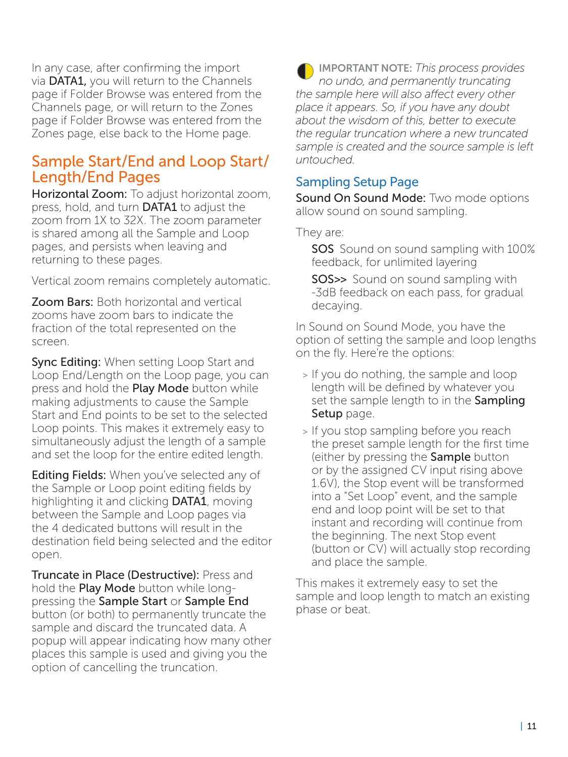In any case, after confirming the import via **DATA1,** you will return to the Channels page if Folder Browse was entered from the Channels page, or will return to the Zones page if Folder Browse was entered from the Zones page, else back to the Home page.

## Sample Start/End and Loop Start/Length/End Pages

**Horizontal Zoom:** To adjust horizontal zoom, press, hold, and turn **DATA1** to adjust the zoom from 1X to 32X. The zoom parameter is shared among all the Sample and Loop pages, and persists when leaving and returning to these pages.

Vertical zoom remains completely automatic.

**Zoom Bars:** Both horizontal and vertical zooms have zoom bars to indicate the fraction of the total represented on the screen.

**Sync Editing:** When setting Loop Start and Loop End/Length on the Loop page, you can press and hold the **Play Mode** button while making adjustments to cause the Sample Start and End points to be set to the selected Loop points. This makes it extremely easy to simultaneously adjust the length of a sample and set the loop for the entire edited length.

**Editing Fields:** When you've selected any of the Sample or Loop point editing fields by highlighting it and clicking **DATA1**, moving between the Sample and Loop pages via the 4 dedicated buttons will result in the destination field being selected and the editor open.

**Truncate in Place (Destructive):** Press and hold the **Play Mode** button while long-pressing the **Sample Start** or **Sample End** button (or both) to permanently truncate the sample and discard the truncated data. A popup will appear indicating how many other places this sample is used and giving you the option of cancelling the truncation.

IMPORTANT NOTE: *This process provides no undo, and permanently truncating the sample here will also affect every other place it appears. So, if you have any doubt about the wisdom of this, better to execute the regular truncation where a new truncated sample is created and the source sample is left untouched.*

### Sampling Setup Page

**Sound On Sound Mode:** Two mode options allow sound on sound sampling.

They are:

**SOS** Sound on sound sampling with 100% feedback, for unlimited layering

**SOS>>** Sound on sound sampling with -3dB feedback on each pass, for gradual decaying.

In Sound on Sound Mode, you have the option of setting the sample and loop lengths on the fly. Here're the options:

- If you do nothing, the sample and loop length will be defined by whatever you set the sample length to in the **Sampling Setup** page.
- If you stop sampling before you reach the preset sample length for the first time (either by pressing the **Sample** button or by the assigned CV input rising above 1.6V), the Stop event will be transformed into a "Set Loop" event, and the sample end and loop point will be set to that instant and recording will continue from the beginning. The next Stop event (button or CV) will actually stop recording and place the sample.

This makes it extremely easy to set the sample and loop length to match an existing phase or beat.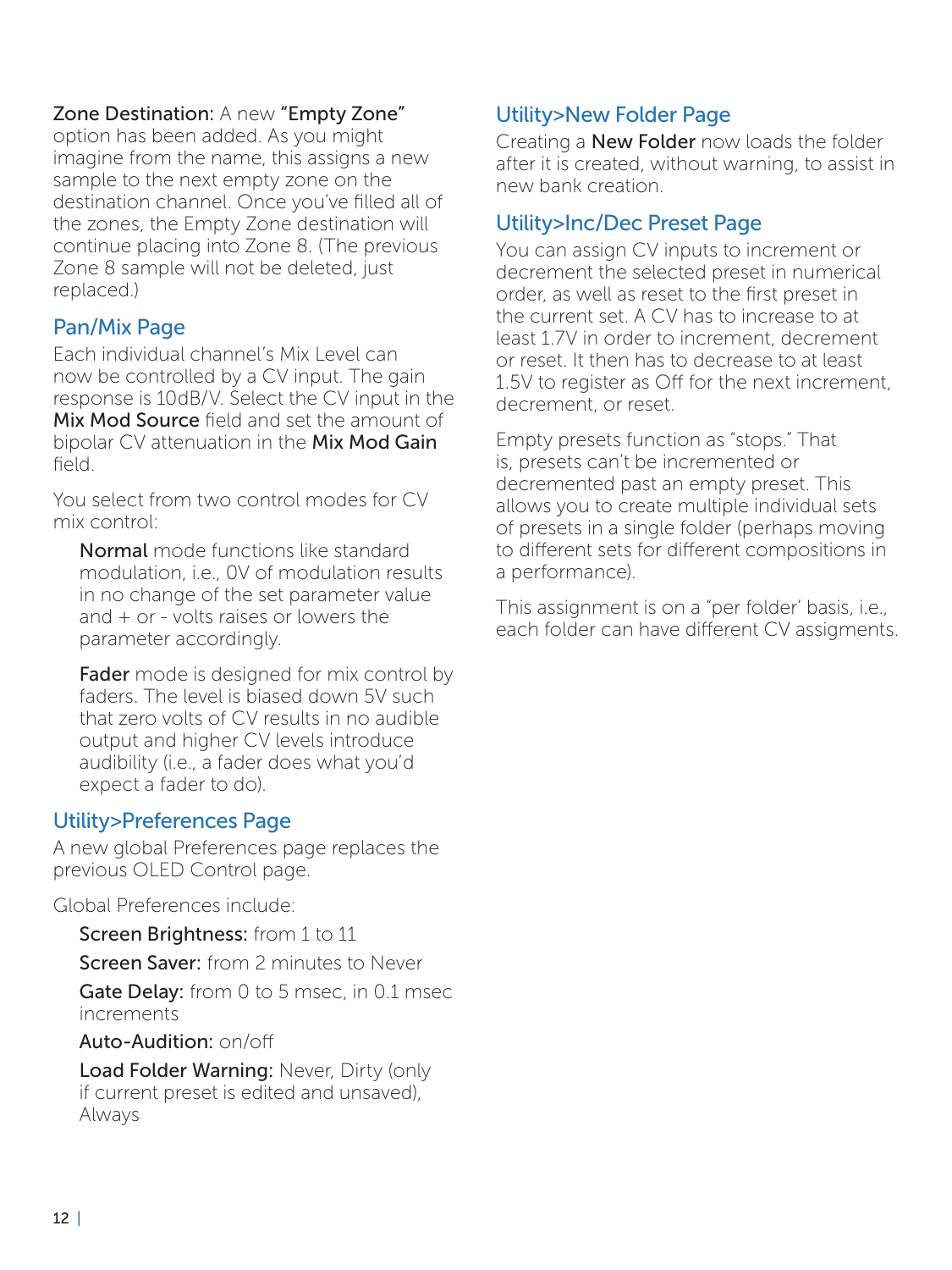**Zone Destination:** A new **"Empty Zone"** option has been added. As you might imagine from the name, this assigns a new sample to the next empty zone on the destination channel. Once you've filled all of the zones, the Empty Zone destination will continue placing into Zone 8. (The previous Zone 8 sample will not be deleted, just replaced.)

## Pan/Mix Page

Each individual channel's Mix Level can now be controlled by a CV input. The gain response is 10dB/V. Select the CV input in the **Mix Mod Source** field and set the amount of bipolar CV attenuation in the **Mix Mod Gain** field.

You select from two control modes for CV mix control:

**Normal** mode functions like standard modulation, i.e., 0V of modulation results in no change of the set parameter value and + or - volts raises or lowers the parameter accordingly.

**Fader** mode is designed for mix control by faders. The level is biased down 5V such that zero volts of CV results in no audible output and higher CV levels introduce audibility (i.e., a fader does what you'd expect a fader to do).

## Utility>Preferences Page

A new global Preferences page replaces the previous OLED Control page.

Global Preferences include:

**Screen Brightness:** from 1 to 11

**Screen Saver:** from 2 minutes to Never

**Gate Delay:** from 0 to 5 msec, in 0.1 msec increments

**Auto-Audition:** on/off

**Load Folder Warning:** Never, Dirty (only if current preset is edited and unsaved), Always

## Utility>New Folder Page

Creating a **New Folder** now loads the folder after it is created, without warning, to assist in new bank creation.

## Utility>Inc/Dec Preset Page

You can assign CV inputs to increment or decrement the selected preset in numerical order, as well as reset to the first preset in the current set. A CV has to increase to at least 1.7V in order to increment, decrement or reset. It then has to decrease to at least 1.5V to register as Off for the next increment, decrement, or reset.

Empty presets function as "stops." That is, presets can't be incremented or decremented past an empty preset. This allows you to create multiple individual sets of presets in a single folder (perhaps moving to different sets for different compositions in a performance).

This assignment is on a "per folder' basis, i.e., each folder can have different CV assigments.